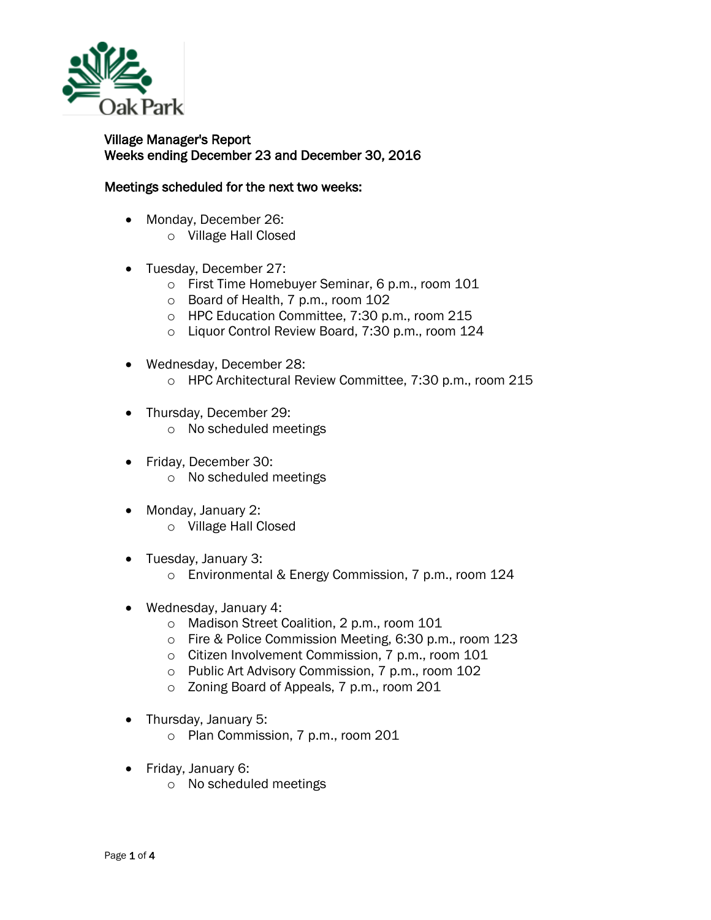Oak Park

**Village Manager's Report**
**Weeks ending December 23 and December 30, 2016**

**Meetings scheduled for the next two weeks:**

- Monday, December 26:
  - Village Hall Closed

- Tuesday, December 27:
  - First Time Homebuyer Seminar, 6 p.m., room 101
  - Board of Health, 7 p.m., room 102
  - HPC Education Committee, 7:30 p.m., room 215
  - Liquor Control Review Board, 7:30 p.m., room 124

- Wednesday, December 28:
  - HPC Architectural Review Committee, 7:30 p.m., room 215

- Thursday, December 29:
  - No scheduled meetings

- Friday, December 30:
  - No scheduled meetings

- Monday, January 2:
  - Village Hall Closed

- Tuesday, January 3:
  - Environmental & Energy Commission, 7 p.m., room 124

- Wednesday, January 4:
  - Madison Street Coalition, 2 p.m., room 101
  - Fire & Police Commission Meeting, 6:30 p.m., room 123
  - Citizen Involvement Commission, 7 p.m., room 101
  - Public Art Advisory Commission, 7 p.m., room 102
  - Zoning Board of Appeals, 7 p.m., room 201

- Thursday, January 5:
  - Plan Commission, 7 p.m., room 201

- Friday, January 6:
  - No scheduled meetings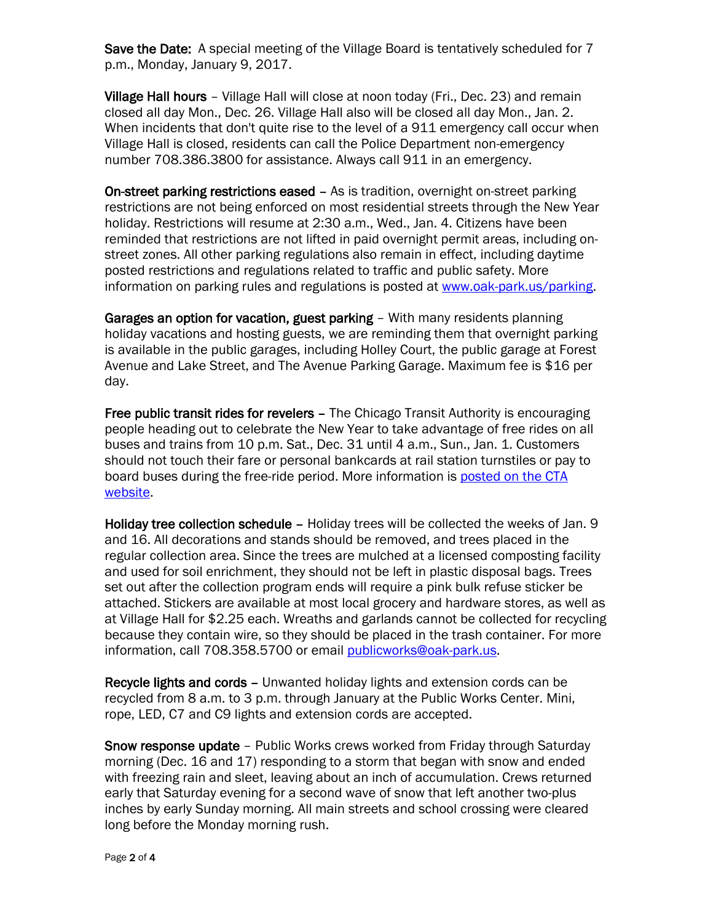**Save the Date:** A special meeting of the Village Board is tentatively scheduled for 7 p.m., Monday, January 9, 2017.

**Village Hall hours** – Village Hall will close at noon today (Fri., Dec. 23) and remain closed all day Mon., Dec. 26. Village Hall also will be closed all day Mon., Jan. 2. When incidents that don't quite rise to the level of a 911 emergency call occur when Village Hall is closed, residents can call the Police Department non-emergency number 708.386.3800 for assistance. Always call 911 in an emergency.

**On-street parking restrictions eased** – As is tradition, overnight on-street parking restrictions are not being enforced on most residential streets through the New Year holiday. Restrictions will resume at 2:30 a.m., Wed., Jan. 4. Citizens have been reminded that restrictions are not lifted in paid overnight permit areas, including on-street zones. All other parking regulations also remain in effect, including daytime posted restrictions and regulations related to traffic and public safety. More information on parking rules and regulations is posted at [www.oak-park.us/parking](www.oak-park.us/parking).

**Garages an option for vacation, guest parking** – With many residents planning holiday vacations and hosting guests, we are reminding them that overnight parking is available in the public garages, including Holley Court, the public garage at Forest Avenue and Lake Street, and The Avenue Parking Garage. Maximum fee is $16 per day.

**Free public transit rides for revelers** – The Chicago Transit Authority is encouraging people heading out to celebrate the New Year to take advantage of free rides on all buses and trains from 10 p.m. Sat., Dec. 31 until 4 a.m., Sun., Jan. 1. Customers should not touch their fare or personal bankcards at rail station turnstiles or pay to board buses during the free-ride period. More information is posted on the CTA website.

**Holiday tree collection schedule** – Holiday trees will be collected the weeks of Jan. 9 and 16. All decorations and stands should be removed, and trees placed in the regular collection area. Since the trees are mulched at a licensed composting facility and used for soil enrichment, they should not be left in plastic disposal bags. Trees set out after the collection program ends will require a pink bulk refuse sticker be attached. Stickers are available at most local grocery and hardware stores, as well as at Village Hall for $2.25 each. Wreaths and garlands cannot be collected for recycling because they contain wire, so they should be placed in the trash container. For more information, call 708.358.5700 or email publicworks@oak-park.us.

**Recycle lights and cords** – Unwanted holiday lights and extension cords can be recycled from 8 a.m. to 3 p.m. through January at the Public Works Center. Mini, rope, LED, C7 and C9 lights and extension cords are accepted.

**Snow response update** – Public Works crews worked from Friday through Saturday morning (Dec. 16 and 17) responding to a storm that began with snow and ended with freezing rain and sleet, leaving about an inch of accumulation. Crews returned early that Saturday evening for a second wave of snow that left another two-plus inches by early Sunday morning. All main streets and school crossing were cleared long before the Monday morning rush.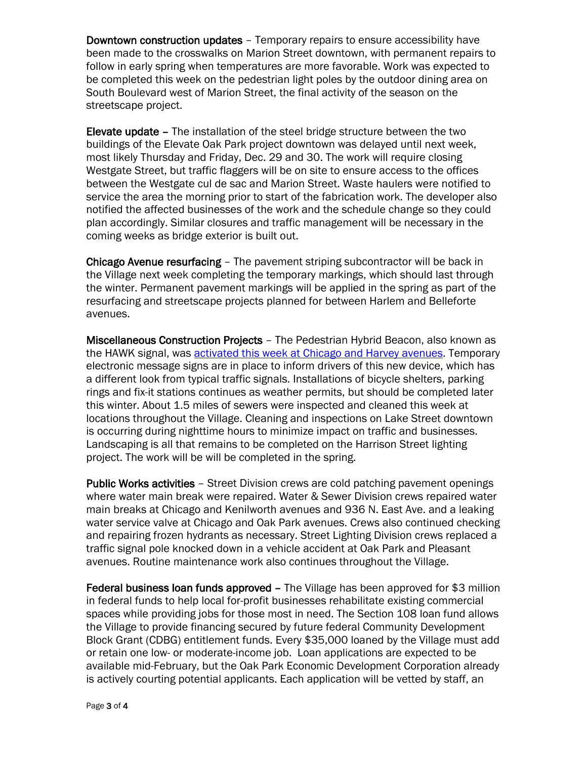**Downtown construction updates** – Temporary repairs to ensure accessibility have been made to the crosswalks on Marion Street downtown, with permanent repairs to follow in early spring when temperatures are more favorable. Work was expected to be completed this week on the pedestrian light poles by the outdoor dining area on South Boulevard west of Marion Street, the final activity of the season on the streetscape project.

**Elevate update** – The installation of the steel bridge structure between the two buildings of the Elevate Oak Park project downtown was delayed until next week, most likely Thursday and Friday, Dec. 29 and 30. The work will require closing Westgate Street, but traffic flaggers will be on site to ensure access to the offices between the Westgate cul de sac and Marion Street. Waste haulers were notified to service the area the morning prior to start of the fabrication work. The developer also notified the affected businesses of the work and the schedule change so they could plan accordingly. Similar closures and traffic management will be necessary in the coming weeks as bridge exterior is built out.

**Chicago Avenue resurfacing** – The pavement striping subcontractor will be back in the Village next week completing the temporary markings, which should last through the winter. Permanent pavement markings will be applied in the spring as part of the resurfacing and streetscape projects planned for between Harlem and Belleforte avenues.

**Miscellaneous Construction Projects** – The Pedestrian Hybrid Beacon, also known as the HAWK signal, was activated this week at Chicago and Harvey avenues. Temporary electronic message signs are in place to inform drivers of this new device, which has a different look from typical traffic signals. Installations of bicycle shelters, parking rings and fix-it stations continues as weather permits, but should be completed later this winter. About 1.5 miles of sewers were inspected and cleaned this week at locations throughout the Village. Cleaning and inspections on Lake Street downtown is occurring during nighttime hours to minimize impact on traffic and businesses. Landscaping is all that remains to be completed on the Harrison Street lighting project. The work will be will be completed in the spring.

**Public Works activities** – Street Division crews are cold patching pavement openings where water main break were repaired. Water & Sewer Division crews repaired water main breaks at Chicago and Kenilworth avenues and 936 N. East Ave. and a leaking water service valve at Chicago and Oak Park avenues. Crews also continued checking and repairing frozen hydrants as necessary. Street Lighting Division crews replaced a traffic signal pole knocked down in a vehicle accident at Oak Park and Pleasant avenues. Routine maintenance work also continues throughout the Village.

**Federal business loan funds approved** – The Village has been approved for $3 million in federal funds to help local for-profit businesses rehabilitate existing commercial spaces while providing jobs for those most in need. The Section 108 loan fund allows the Village to provide financing secured by future federal Community Development Block Grant (CDBG) entitlement funds. Every $35,000 loaned by the Village must add or retain one low- or moderate-income job. Loan applications are expected to be available mid-February, but the Oak Park Economic Development Corporation already is actively courting potential applicants. Each application will be vetted by staff, an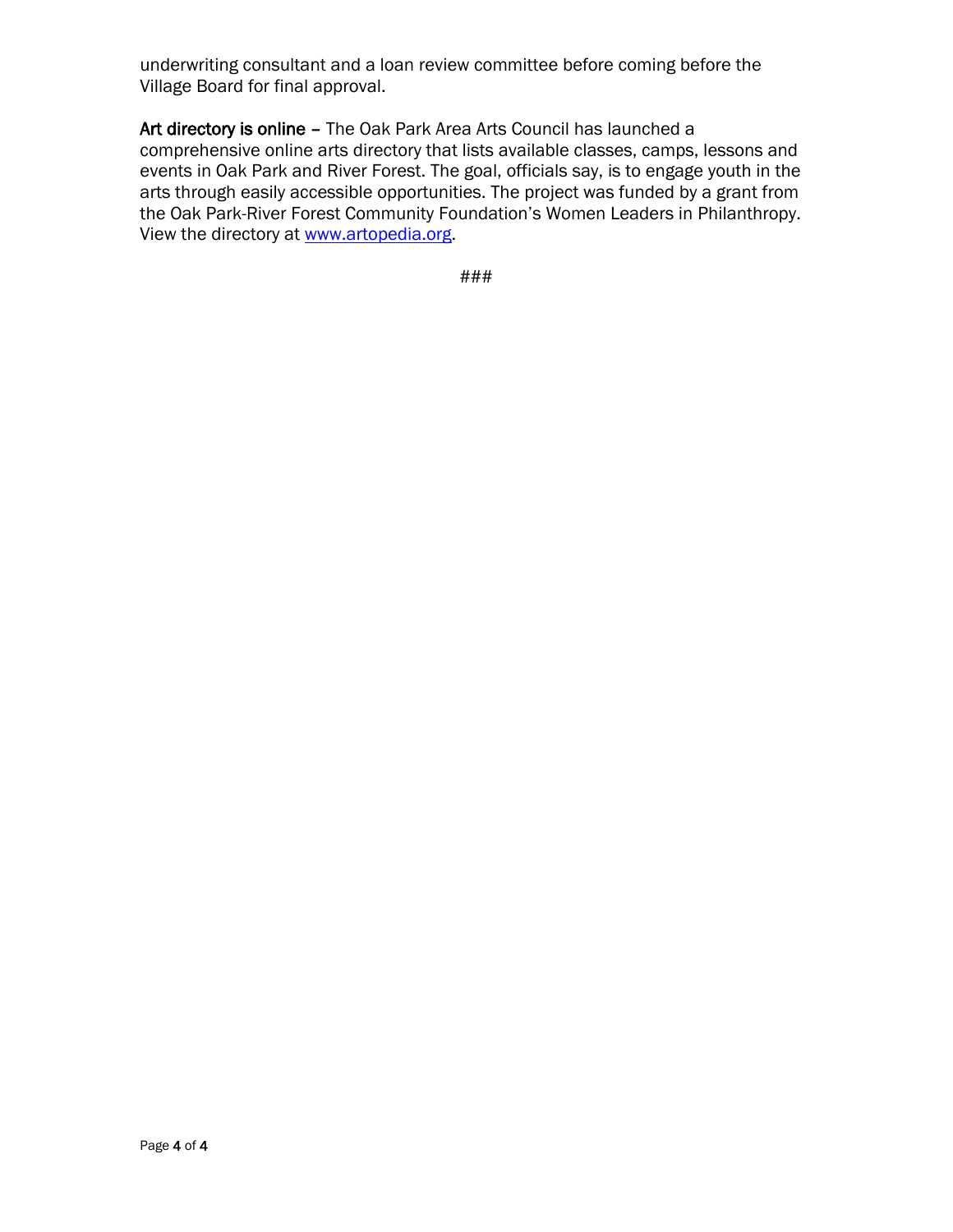underwriting consultant and a loan review committee before coming before the Village Board for final approval.

**Art directory is online** – The Oak Park Area Arts Council has launched a comprehensive online arts directory that lists available classes, camps, lessons and events in Oak Park and River Forest. The goal, officials say, is to engage youth in the arts through easily accessible opportunities. The project was funded by a grant from the Oak Park-River Forest Community Foundation's Women Leaders in Philanthropy. View the directory at [www.artopedia.org](http://www.artopedia.org).

###